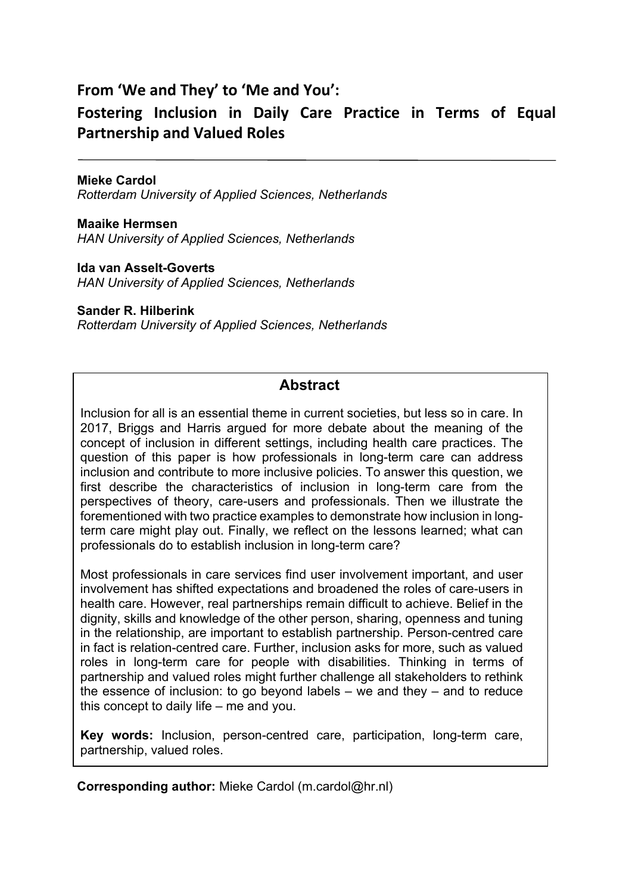# From 'We and They' to 'Me and You': Fostering Inclusion in Daily Care Practice in Terms of Equal Partnership and Valued Roles

**Mieke Cardol**
*Rotterdam University of Applied Sciences, Netherlands*

**Maaike Hermsen**
*HAN University of Applied Sciences, Netherlands*

**Ida van Asselt-Goverts**
*HAN University of Applied Sciences, Netherlands*

**Sander R. Hilberink**
*Rotterdam University of Applied Sciences, Netherlands*

## Abstract

Inclusion for all is an essential theme in current societies, but less so in care. In 2017, Briggs and Harris argued for more debate about the meaning of the concept of inclusion in different settings, including health care practices. The question of this paper is how professionals in long-term care can address inclusion and contribute to more inclusive policies. To answer this question, we first describe the characteristics of inclusion in long-term care from the perspectives of theory, care-users and professionals. Then we illustrate the forementioned with two practice examples to demonstrate how inclusion in long-term care might play out. Finally, we reflect on the lessons learned; what can professionals do to establish inclusion in long-term care?

Most professionals in care services find user involvement important, and user involvement has shifted expectations and broadened the roles of care-users in health care. However, real partnerships remain difficult to achieve. Belief in the dignity, skills and knowledge of the other person, sharing, openness and tuning in the relationship, are important to establish partnership. Person-centred care in fact is relation-centred care. Further, inclusion asks for more, such as valued roles in long-term care for people with disabilities. Thinking in terms of partnership and valued roles might further challenge all stakeholders to rethink the essence of inclusion: to go beyond labels – we and they – and to reduce this concept to daily life – me and you.

**Key words:** Inclusion, person-centred care, participation, long-term care, partnership, valued roles.

**Corresponding author:** Mieke Cardol (m.cardol@hr.nl)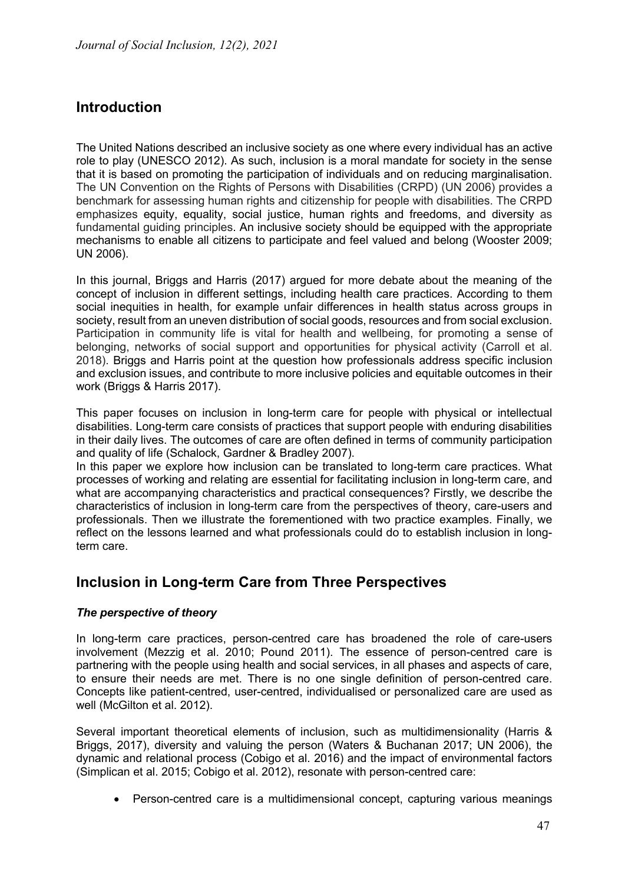## Introduction

The United Nations described an inclusive society as one where every individual has an active role to play (UNESCO 2012). As such, inclusion is a moral mandate for society in the sense that it is based on promoting the participation of individuals and on reducing marginalisation. The UN Convention on the Rights of Persons with Disabilities (CRPD) (UN 2006) provides a benchmark for assessing human rights and citizenship for people with disabilities. The CRPD emphasizes equity, equality, social justice, human rights and freedoms, and diversity as fundamental guiding principles. An inclusive society should be equipped with the appropriate mechanisms to enable all citizens to participate and feel valued and belong (Wooster 2009; UN 2006).

In this journal, Briggs and Harris (2017) argued for more debate about the meaning of the concept of inclusion in different settings, including health care practices. According to them social inequities in health, for example unfair differences in health status across groups in society, result from an uneven distribution of social goods, resources and from social exclusion. Participation in community life is vital for health and wellbeing, for promoting a sense of belonging, networks of social support and opportunities for physical activity (Carroll et al. 2018). Briggs and Harris point at the question how professionals address specific inclusion and exclusion issues, and contribute to more inclusive policies and equitable outcomes in their work (Briggs & Harris 2017).

This paper focuses on inclusion in long-term care for people with physical or intellectual disabilities. Long-term care consists of practices that support people with enduring disabilities in their daily lives. The outcomes of care are often defined in terms of community participation and quality of life (Schalock, Gardner & Bradley 2007).

In this paper we explore how inclusion can be translated to long-term care practices. What processes of working and relating are essential for facilitating inclusion in long-term care, and what are accompanying characteristics and practical consequences? Firstly, we describe the characteristics of inclusion in long-term care from the perspectives of theory, care-users and professionals. Then we illustrate the forementioned with two practice examples. Finally, we reflect on the lessons learned and what professionals could do to establish inclusion in long-term care.

## Inclusion in Long-term Care from Three Perspectives

### *The perspective of theory*

In long-term care practices, person-centred care has broadened the role of care-users involvement (Mezzig et al. 2010; Pound 2011). The essence of person-centred care is partnering with the people using health and social services, in all phases and aspects of care, to ensure their needs are met. There is no one single definition of person-centred care. Concepts like patient-centred, user-centred, individualised or personalized care are used as well (McGilton et al. 2012).

Several important theoretical elements of inclusion, such as multidimensionality (Harris & Briggs, 2017), diversity and valuing the person (Waters & Buchanan 2017; UN 2006), the dynamic and relational process (Cobigo et al. 2016) and the impact of environmental factors (Simplican et al. 2015; Cobigo et al. 2012), resonate with person-centred care:

- Person-centred care is a multidimensional concept, capturing various meanings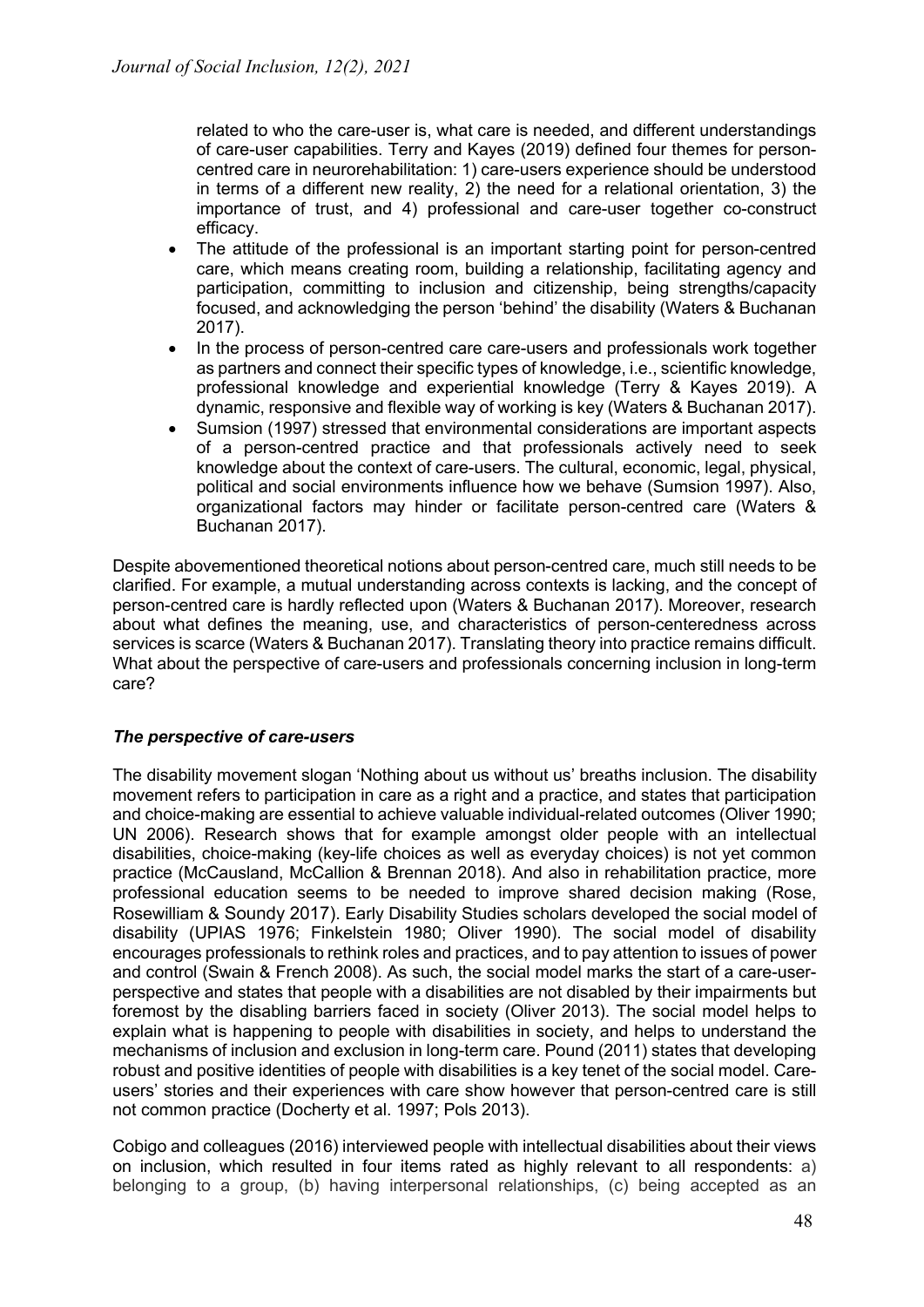related to who the care-user is, what care is needed, and different understandings of care-user capabilities. Terry and Kayes (2019) defined four themes for person-centred care in neurorehabilitation: 1) care-users experience should be understood in terms of a different new reality, 2) the need for a relational orientation, 3) the importance of trust, and 4) professional and care-user together co-construct efficacy.

- The attitude of the professional is an important starting point for person-centred care, which means creating room, building a relationship, facilitating agency and participation, committing to inclusion and citizenship, being strengths/capacity focused, and acknowledging the person 'behind' the disability (Waters & Buchanan 2017).
- In the process of person-centred care care-users and professionals work together as partners and connect their specific types of knowledge, i.e., scientific knowledge, professional knowledge and experiential knowledge (Terry & Kayes 2019). A dynamic, responsive and flexible way of working is key (Waters & Buchanan 2017).
- Sumsion (1997) stressed that environmental considerations are important aspects of a person-centred practice and that professionals actively need to seek knowledge about the context of care-users. The cultural, economic, legal, physical, political and social environments influence how we behave (Sumsion 1997). Also, organizational factors may hinder or facilitate person-centred care (Waters & Buchanan 2017).

Despite abovementioned theoretical notions about person-centred care, much still needs to be clarified. For example, a mutual understanding across contexts is lacking, and the concept of person-centred care is hardly reflected upon (Waters & Buchanan 2017). Moreover, research about what defines the meaning, use, and characteristics of person-centeredness across services is scarce (Waters & Buchanan 2017). Translating theory into practice remains difficult. What about the perspective of care-users and professionals concerning inclusion in long-term care?

### *The perspective of care-users*

The disability movement slogan 'Nothing about us without us' breaths inclusion. The disability movement refers to participation in care as a right and a practice, and states that participation and choice-making are essential to achieve valuable individual-related outcomes (Oliver 1990; UN 2006). Research shows that for example amongst older people with an intellectual disabilities, choice-making (key-life choices as well as everyday choices) is not yet common practice (McCausland, McCallion & Brennan 2018). And also in rehabilitation practice, more professional education seems to be needed to improve shared decision making (Rose, Rosewilliam & Soundy 2017). Early Disability Studies scholars developed the social model of disability (UPIAS 1976; Finkelstein 1980; Oliver 1990). The social model of disability encourages professionals to rethink roles and practices, and to pay attention to issues of power and control (Swain & French 2008). As such, the social model marks the start of a care-user-perspective and states that people with a disabilities are not disabled by their impairments but foremost by the disabling barriers faced in society (Oliver 2013). The social model helps to explain what is happening to people with disabilities in society, and helps to understand the mechanisms of inclusion and exclusion in long-term care. Pound (2011) states that developing robust and positive identities of people with disabilities is a key tenet of the social model. Care-users' stories and their experiences with care show however that person-centred care is still not common practice (Docherty et al. 1997; Pols 2013).

Cobigo and colleagues (2016) interviewed people with intellectual disabilities about their views on inclusion, which resulted in four items rated as highly relevant to all respondents: a) belonging to a group, (b) having interpersonal relationships, (c) being accepted as an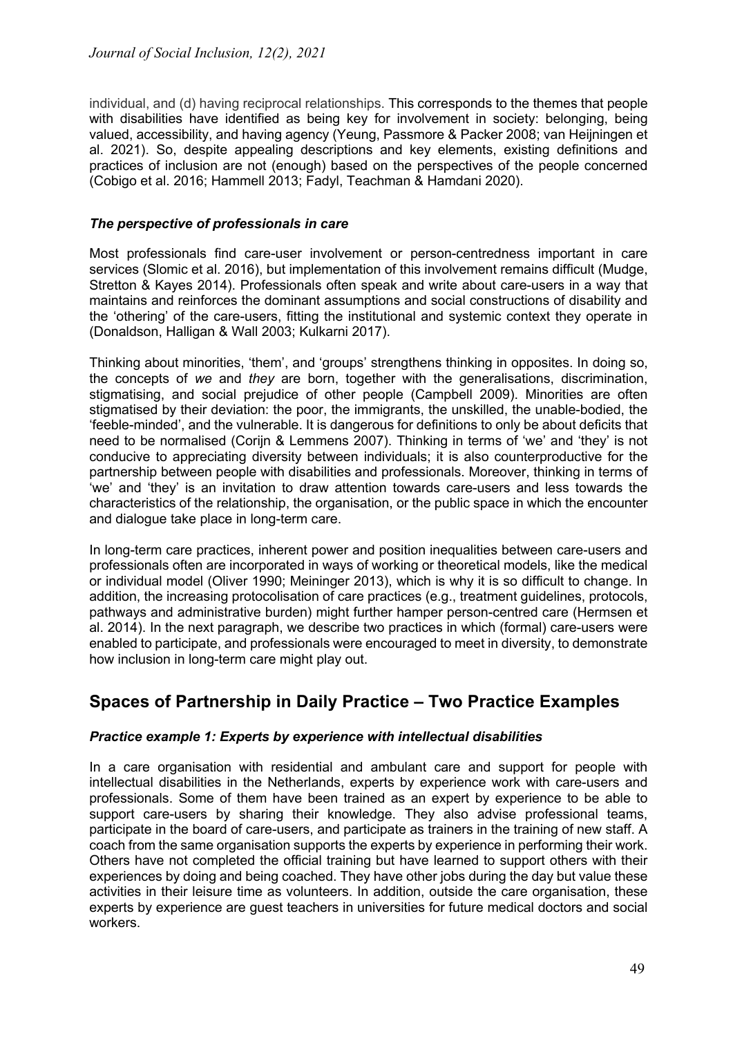individual, and (d) having reciprocal relationships. This corresponds to the themes that people with disabilities have identified as being key for involvement in society: belonging, being valued, accessibility, and having agency (Yeung, Passmore & Packer 2008; van Heijningen et al. 2021). So, despite appealing descriptions and key elements, existing definitions and practices of inclusion are not (enough) based on the perspectives of the people concerned (Cobigo et al. 2016; Hammell 2013; Fadyl, Teachman & Hamdani 2020).

### *The perspective of professionals in care*

Most professionals find care-user involvement or person-centredness important in care services (Slomic et al. 2016), but implementation of this involvement remains difficult (Mudge, Stretton & Kayes 2014). Professionals often speak and write about care-users in a way that maintains and reinforces the dominant assumptions and social constructions of disability and the 'othering' of the care-users, fitting the institutional and systemic context they operate in (Donaldson, Halligan & Wall 2003; Kulkarni 2017).

Thinking about minorities, 'them', and 'groups' strengthens thinking in opposites. In doing so, the concepts of *we* and *they* are born, together with the generalisations, discrimination, stigmatising, and social prejudice of other people (Campbell 2009). Minorities are often stigmatised by their deviation: the poor, the immigrants, the unskilled, the unable-bodied, the 'feeble-minded', and the vulnerable. It is dangerous for definitions to only be about deficits that need to be normalised (Corijn & Lemmens 2007). Thinking in terms of 'we' and 'they' is not conducive to appreciating diversity between individuals; it is also counterproductive for the partnership between people with disabilities and professionals. Moreover, thinking in terms of 'we' and 'they' is an invitation to draw attention towards care-users and less towards the characteristics of the relationship, the organisation, or the public space in which the encounter and dialogue take place in long-term care.

In long-term care practices, inherent power and position inequalities between care-users and professionals often are incorporated in ways of working or theoretical models, like the medical or individual model (Oliver 1990; Meininger 2013), which is why it is so difficult to change. In addition, the increasing protocolisation of care practices (e.g., treatment guidelines, protocols, pathways and administrative burden) might further hamper person-centred care (Hermsen et al. 2014). In the next paragraph, we describe two practices in which (formal) care-users were enabled to participate, and professionals were encouraged to meet in diversity, to demonstrate how inclusion in long-term care might play out.

## Spaces of Partnership in Daily Practice – Two Practice Examples

### *Practice example 1: Experts by experience with intellectual disabilities*

In a care organisation with residential and ambulant care and support for people with intellectual disabilities in the Netherlands, experts by experience work with care-users and professionals. Some of them have been trained as an expert by experience to be able to support care-users by sharing their knowledge. They also advise professional teams, participate in the board of care-users, and participate as trainers in the training of new staff. A coach from the same organisation supports the experts by experience in performing their work. Others have not completed the official training but have learned to support others with their experiences by doing and being coached. They have other jobs during the day but value these activities in their leisure time as volunteers. In addition, outside the care organisation, these experts by experience are guest teachers in universities for future medical doctors and social workers.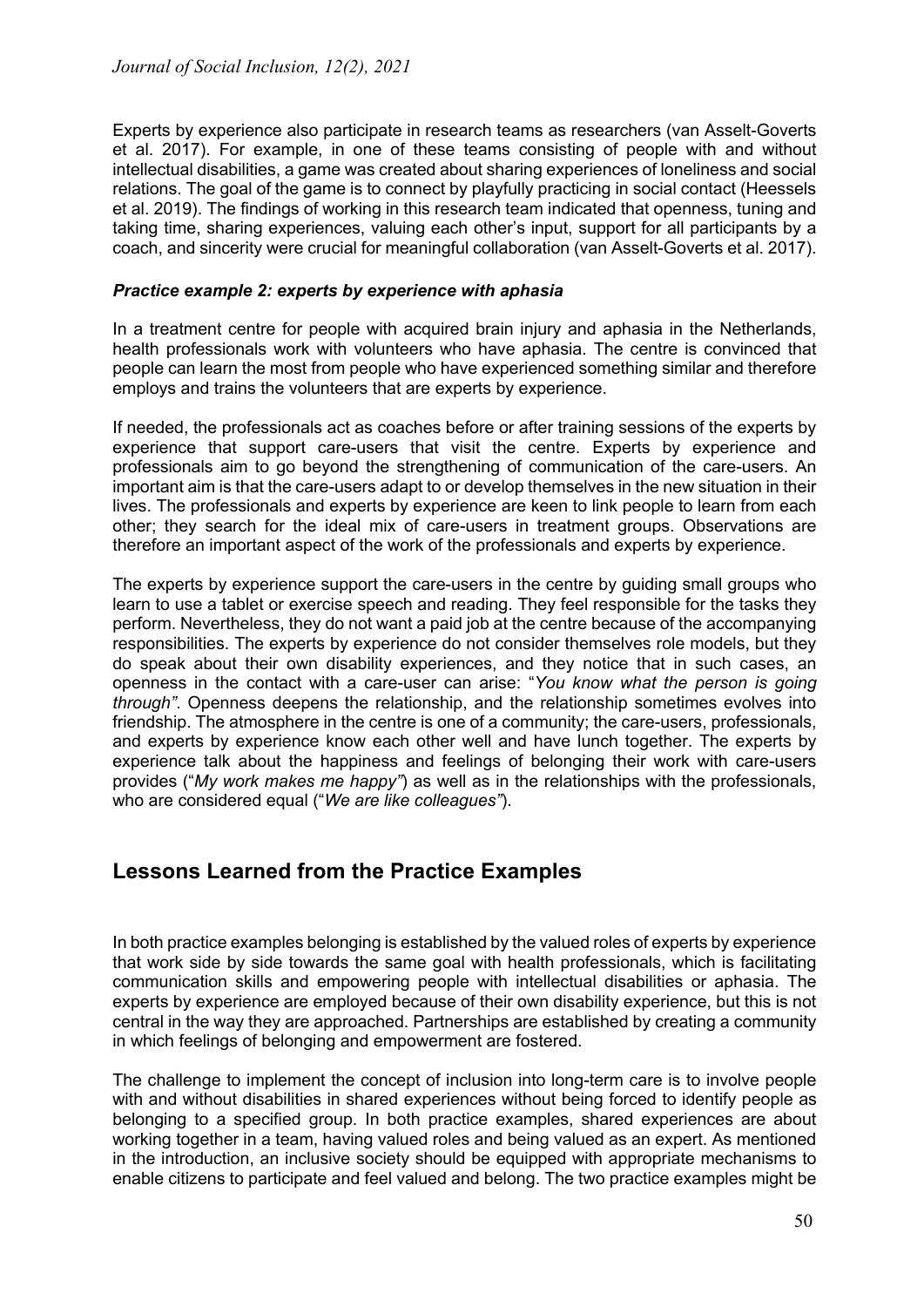Experts by experience also participate in research teams as researchers (van Asselt-Goverts et al. 2017). For example, in one of these teams consisting of people with and without intellectual disabilities, a game was created about sharing experiences of loneliness and social relations. The goal of the game is to connect by playfully practicing in social contact (Heessels et al. 2019). The findings of working in this research team indicated that openness, tuning and taking time, sharing experiences, valuing each other's input, support for all participants by a coach, and sincerity were crucial for meaningful collaboration (van Asselt-Goverts et al. 2017).

### *Practice example 2: experts by experience with aphasia*

In a treatment centre for people with acquired brain injury and aphasia in the Netherlands, health professionals work with volunteers who have aphasia. The centre is convinced that people can learn the most from people who have experienced something similar and therefore employs and trains the volunteers that are experts by experience.

If needed, the professionals act as coaches before or after training sessions of the experts by experience that support care-users that visit the centre. Experts by experience and professionals aim to go beyond the strengthening of communication of the care-users. An important aim is that the care-users adapt to or develop themselves in the new situation in their lives. The professionals and experts by experience are keen to link people to learn from each other; they search for the ideal mix of care-users in treatment groups. Observations are therefore an important aspect of the work of the professionals and experts by experience.

The experts by experience support the care-users in the centre by guiding small groups who learn to use a tablet or exercise speech and reading. They feel responsible for the tasks they perform. Nevertheless, they do not want a paid job at the centre because of the accompanying responsibilities. The experts by experience do not consider themselves role models, but they do speak about their own disability experiences, and they notice that in such cases, an openness in the contact with a care-user can arise: "*You know what the person is going through"*. Openness deepens the relationship, and the relationship sometimes evolves into friendship. The atmosphere in the centre is one of a community; the care-users, professionals, and experts by experience know each other well and have lunch together. The experts by experience talk about the happiness and feelings of belonging their work with care-users provides ("*My work makes me happy"*) as well as in the relationships with the professionals, who are considered equal ("*We are like colleagues"*).

## Lessons Learned from the Practice Examples

In both practice examples belonging is established by the valued roles of experts by experience that work side by side towards the same goal with health professionals, which is facilitating communication skills and empowering people with intellectual disabilities or aphasia. The experts by experience are employed because of their own disability experience, but this is not central in the way they are approached. Partnerships are established by creating a community in which feelings of belonging and empowerment are fostered.

The challenge to implement the concept of inclusion into long-term care is to involve people with and without disabilities in shared experiences without being forced to identify people as belonging to a specified group. In both practice examples, shared experiences are about working together in a team, having valued roles and being valued as an expert. As mentioned in the introduction, an inclusive society should be equipped with appropriate mechanisms to enable citizens to participate and feel valued and belong. The two practice examples might be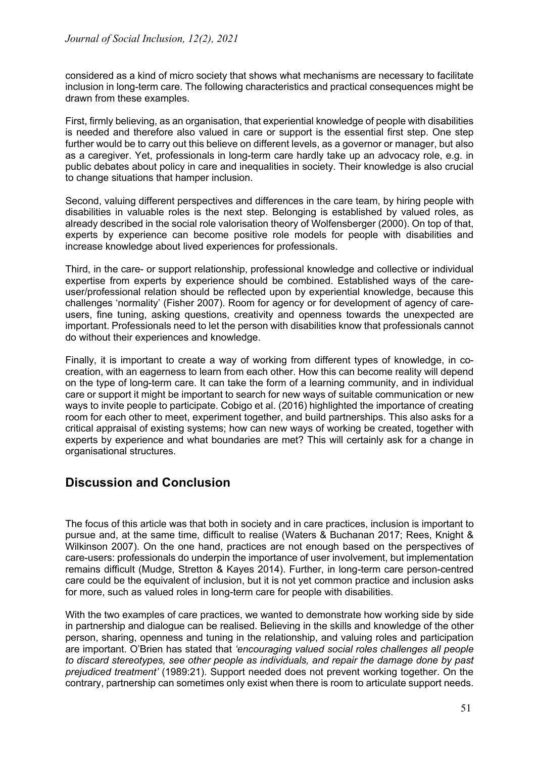considered as a kind of micro society that shows what mechanisms are necessary to facilitate inclusion in long-term care. The following characteristics and practical consequences might be drawn from these examples.

First, firmly believing, as an organisation, that experiential knowledge of people with disabilities is needed and therefore also valued in care or support is the essential first step. One step further would be to carry out this believe on different levels, as a governor or manager, but also as a caregiver. Yet, professionals in long-term care hardly take up an advocacy role, e.g. in public debates about policy in care and inequalities in society. Their knowledge is also crucial to change situations that hamper inclusion.

Second, valuing different perspectives and differences in the care team, by hiring people with disabilities in valuable roles is the next step. Belonging is established by valued roles, as already described in the social role valorisation theory of Wolfensberger (2000). On top of that, experts by experience can become positive role models for people with disabilities and increase knowledge about lived experiences for professionals.

Third, in the care- or support relationship, professional knowledge and collective or individual expertise from experts by experience should be combined. Established ways of the care-user/professional relation should be reflected upon by experiential knowledge, because this challenges 'normality' (Fisher 2007). Room for agency or for development of agency of care-users, fine tuning, asking questions, creativity and openness towards the unexpected are important. Professionals need to let the person with disabilities know that professionals cannot do without their experiences and knowledge.

Finally, it is important to create a way of working from different types of knowledge, in co-creation, with an eagerness to learn from each other. How this can become reality will depend on the type of long-term care. It can take the form of a learning community, and in individual care or support it might be important to search for new ways of suitable communication or new ways to invite people to participate. Cobigo et al. (2016) highlighted the importance of creating room for each other to meet, experiment together, and build partnerships. This also asks for a critical appraisal of existing systems; how can new ways of working be created, together with experts by experience and what boundaries are met? This will certainly ask for a change in organisational structures.

## Discussion and Conclusion

The focus of this article was that both in society and in care practices, inclusion is important to pursue and, at the same time, difficult to realise (Waters & Buchanan 2017; Rees, Knight & Wilkinson 2007). On the one hand, practices are not enough based on the perspectives of care-users: professionals do underpin the importance of user involvement, but implementation remains difficult (Mudge, Stretton & Kayes 2014). Further, in long-term care person-centred care could be the equivalent of inclusion, but it is not yet common practice and inclusion asks for more, such as valued roles in long-term care for people with disabilities.

With the two examples of care practices, we wanted to demonstrate how working side by side in partnership and dialogue can be realised. Believing in the skills and knowledge of the other person, sharing, openness and tuning in the relationship, and valuing roles and participation are important. O'Brien has stated that *'encouraging valued social roles challenges all people to discard stereotypes, see other people as individuals, and repair the damage done by past prejudiced treatment'* (1989:21). Support needed does not prevent working together. On the contrary, partnership can sometimes only exist when there is room to articulate support needs.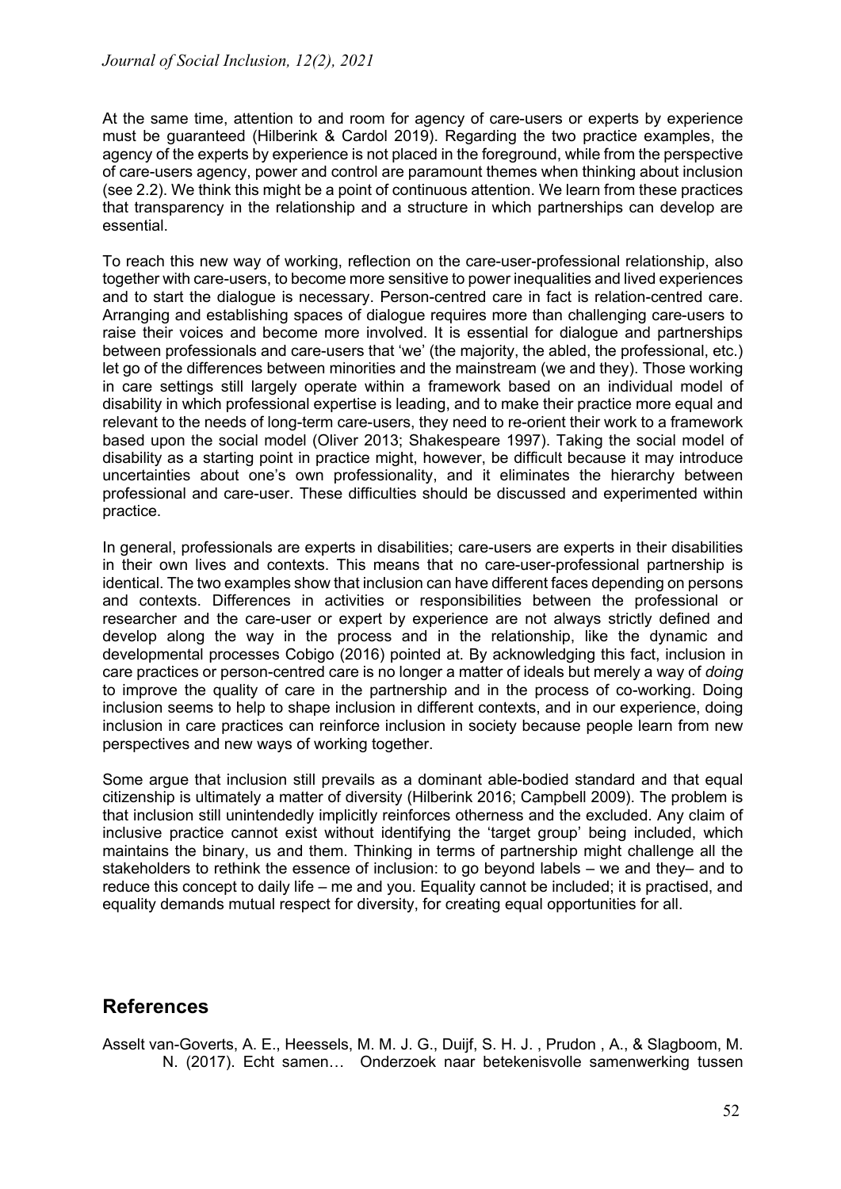At the same time, attention to and room for agency of care-users or experts by experience must be guaranteed (Hilberink & Cardol 2019). Regarding the two practice examples, the agency of the experts by experience is not placed in the foreground, while from the perspective of care-users agency, power and control are paramount themes when thinking about inclusion (see 2.2). We think this might be a point of continuous attention. We learn from these practices that transparency in the relationship and a structure in which partnerships can develop are essential.

To reach this new way of working, reflection on the care-user-professional relationship, also together with care-users, to become more sensitive to power inequalities and lived experiences and to start the dialogue is necessary. Person-centred care in fact is relation-centred care. Arranging and establishing spaces of dialogue requires more than challenging care-users to raise their voices and become more involved. It is essential for dialogue and partnerships between professionals and care-users that 'we' (the majority, the abled, the professional, etc.) let go of the differences between minorities and the mainstream (we and they). Those working in care settings still largely operate within a framework based on an individual model of disability in which professional expertise is leading, and to make their practice more equal and relevant to the needs of long-term care-users, they need to re-orient their work to a framework based upon the social model (Oliver 2013; Shakespeare 1997). Taking the social model of disability as a starting point in practice might, however, be difficult because it may introduce uncertainties about one's own professionality, and it eliminates the hierarchy between professional and care-user. These difficulties should be discussed and experimented within practice.

In general, professionals are experts in disabilities; care-users are experts in their disabilities in their own lives and contexts. This means that no care-user-professional partnership is identical. The two examples show that inclusion can have different faces depending on persons and contexts. Differences in activities or responsibilities between the professional or researcher and the care-user or expert by experience are not always strictly defined and develop along the way in the process and in the relationship, like the dynamic and developmental processes Cobigo (2016) pointed at. By acknowledging this fact, inclusion in care practices or person-centred care is no longer a matter of ideals but merely a way of *doing* to improve the quality of care in the partnership and in the process of co-working. Doing inclusion seems to help to shape inclusion in different contexts, and in our experience, doing inclusion in care practices can reinforce inclusion in society because people learn from new perspectives and new ways of working together.

Some argue that inclusion still prevails as a dominant able-bodied standard and that equal citizenship is ultimately a matter of diversity (Hilberink 2016; Campbell 2009). The problem is that inclusion still unintendedly implicitly reinforces otherness and the excluded. Any claim of inclusive practice cannot exist without identifying the 'target group' being included, which maintains the binary, us and them. Thinking in terms of partnership might challenge all the stakeholders to rethink the essence of inclusion: to go beyond labels – we and they– and to reduce this concept to daily life – me and you. Equality cannot be included; it is practised, and equality demands mutual respect for diversity, for creating equal opportunities for all.

## References

Asselt van-Goverts, A. E., Heessels, M. M. J. G., Duijf, S. H. J. , Prudon , A., & Slagboom, M. N. (2017). Echt samen… Onderzoek naar betekenisvolle samenwerking tussen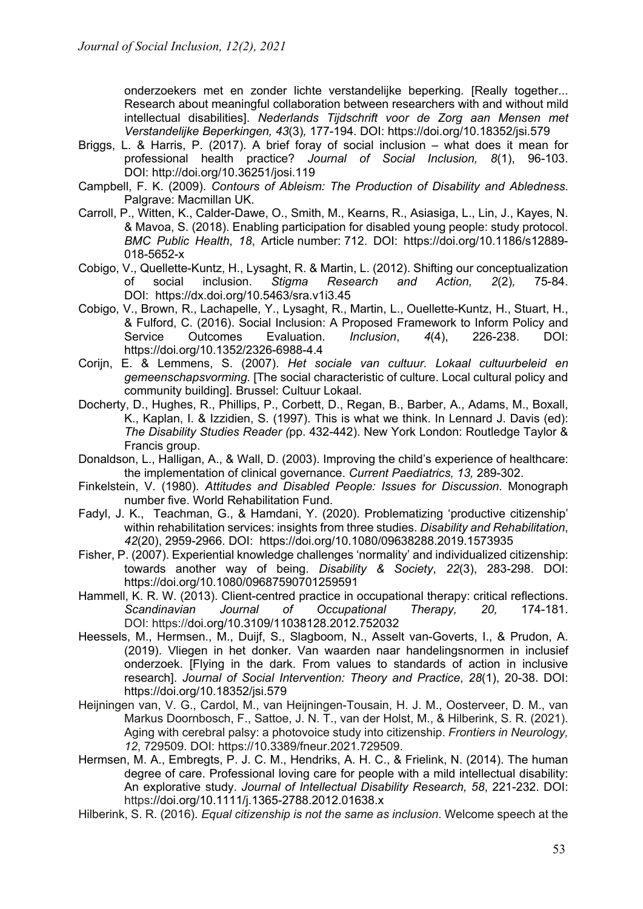onderzoekers met en zonder lichte verstandelijke beperking. [Really together... Research about meaningful collaboration between researchers with and without mild intellectual disabilities]. *Nederlands Tijdschrift voor de Zorg aan Mensen met Verstandelijke Beperkingen, 43*(3)*,* 177-194. DOI: https://doi.org/10.18352/jsi.579

Briggs, L. & Harris, P. (2017). A brief foray of social inclusion – what does it mean for professional health practice? *Journal of Social Inclusion, 8*(1), 96-103. DOI: http://doi.org/10.36251/josi.119

Campbell, F. K. (2009). *Contours of Ableism: The Production of Disability and Abledness*. Palgrave: Macmillan UK.

Carroll, P., Witten, K., Calder-Dawe, O., Smith, M., Kearns, R., Asiasiga, L., Lin, J., Kayes, N. & Mavoa, S. (2018). Enabling participation for disabled young people: study protocol. *BMC Public Health*, *18*, Article number: 712. DOI: https://doi.org/10.1186/s12889-018-5652-x

Cobigo, V., Quellette-Kuntz, H., Lysaght, R. & Martin, L. (2012). Shifting our conceptualization of social inclusion. *Stigma Research and Action, 2*(2)*,* 75-84. DOI: https://dx.doi.org/10.5463/sra.v1i3.45

Cobigo, V., Brown, R., Lachapelle, Y., Lysaght, R., Martin, L., Ouellette-Kuntz, H., Stuart, H., & Fulford, C. (2016). Social Inclusion: A Proposed Framework to Inform Policy and Service Outcomes Evaluation. *Inclusion*, *4*(4), 226-238. DOI: https://doi.org/10.1352/2326-6988-4.4

Corijn, E. & Lemmens, S. (2007). *Het sociale van cultuur. Lokaal cultuurbeleid en gemeenschapsvorming*. [The social characteristic of culture. Local cultural policy and community building]. Brussel: Cultuur Lokaal.

Docherty, D., Hughes, R., Phillips, P., Corbett, D., Regan, B., Barber, A., Adams, M., Boxall, K., Kaplan, I. & Izzidien, S. (1997). This is what we think. In Lennard J. Davis (ed): *The Disability Studies Reader (*pp. 432-442). New York London: Routledge Taylor & Francis group.

Donaldson, L., Halligan, A., & Wall, D. (2003). Improving the child's experience of healthcare: the implementation of clinical governance. *Current Paediatrics, 13,* 289-302.

Finkelstein, V. (1980). *Attitudes and Disabled People: Issues for Discussion*. Monograph number five. World Rehabilitation Fund.

Fadyl, J. K., Teachman, G., & Hamdani, Y. (2020). Problematizing 'productive citizenship' within rehabilitation services: insights from three studies. *Disability and Rehabilitation*, *42*(20), 2959-2966. DOI: https://doi.org/10.1080/09638288.2019.1573935

Fisher, P. (2007). Experiential knowledge challenges 'normality' and individualized citizenship: towards another way of being. *Disability & Society*, *22*(3), 283-298. DOI: https://doi.org/10.1080/09687590701259591

Hammell, K. R. W. (2013). Client-centred practice in occupational therapy: critical reflections. *Scandinavian Journal of Occupational Therapy, 20,* 174-181. DOI: https://doi.org/10.3109/11038128.2012.752032

Heessels, M., Hermsen., M., Duijf, S., Slagboom, N., Asselt van-Goverts, I., & Prudon, A. (2019). Vliegen in het donker. Van waarden naar handelingsnormen in inclusief onderzoek. [Flying in the dark. From values to standards of action in inclusive research]. *Journal of Social Intervention: Theory and Practice*, *28*(1), 20-38. DOI: https://doi.org/10.18352/jsi.579

Heijningen van, V. G., Cardol, M., van Heijningen-Tousain, H. J. M., Oosterveer, D. M., van Markus Doornbosch, F., Sattoe, J. N. T., van der Holst, M., & Hilberink, S. R. (2021). Aging with cerebral palsy: a photovoice study into citizenship. *Frontiers in Neurology, 12*, 729509. DOI: https://10.3389/fneur.2021.729509.

Hermsen, M. A., Embregts, P. J. C. M., Hendriks, A. H. C., & Frielink, N. (2014). The human degree of care. Professional loving care for people with a mild intellectual disability: An explorative study. *Journal of Intellectual Disability Research, 58*, 221-232. DOI: https://doi.org/10.1111/j.1365-2788.2012.01638.x

Hilberink, S. R. (2016). *Equal citizenship is not the same as inclusion.* Welcome speech at the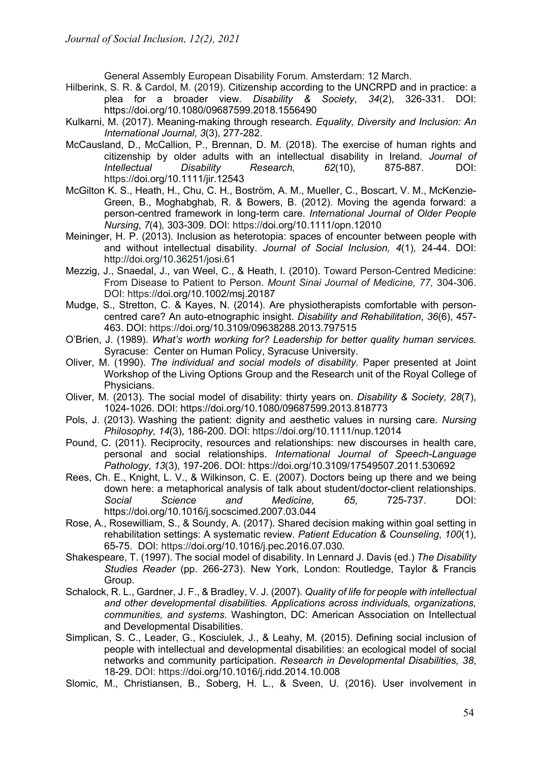General Assembly European Disability Forum. Amsterdam: 12 March.

Hilberink, S. R. & Cardol, M. (2019). Citizenship according to the UNCRPD and in practice: a plea for a broader view. *Disability & Society*, *34*(2), 326-331. DOI: https://doi.org/10.1080/09687599.2018.1556490

Kulkarni, M. (2017). Meaning-making through research. *Equality, Diversity and Inclusion: An International Journal*, *3*(3), 277-282.

McCausland, D., McCallion, P., Brennan, D. M. (2018). The exercise of human rights and citizenship by older adults with an intellectual disability in Ireland. *Journal of Intellectual Disability Research, 62*(10), 875-887. DOI: https://doi.org/10.1111/jir.12543

McGilton K. S., Heath, H., Chu, C. H., Boström, A. M., Mueller, C., Boscart, V. M., McKenzie-Green, B., Moghabghab, R. & Bowers, B. (2012). Moving the agenda forward: a person-centred framework in long-term care. *International Journal of Older People Nursing*, *7*(4)*,* 303-309. DOI: https://doi.org/10.1111/opn.12010

Meininger, H. P. (2013). Inclusion as heterotopia: spaces of encounter between people with and without intellectual disability. *Journal of Social Inclusion, 4*(1)*,* 24-44. DOI: http://doi.org/10.36251/josi.61

Mezzig, J., Snaedal, J., van Weel, C., & Heath, I. (2010). Toward Person-Centred Medicine: From Disease to Patient to Person. *Mount Sinai Journal of Medicine, 77,* 304-306. DOI: https://doi.org/10.1002/msj.20187

Mudge, S., Stretton, C. & Kayes, N. (2014). Are physiotherapists comfortable with person-centred care? An auto-etnographic insight. *Disability and Rehabilitation*, *36*(6), 457-463. DOI: https://doi.org/10.3109/09638288.2013.797515

O'Brien, J. (1989). *What's worth working for? Leadership for better quality human services.* Syracuse: Center on Human Policy, Syracuse University.

Oliver, M. (1990). *The individual and social models of disability.* Paper presented at Joint Workshop of the Living Options Group and the Research unit of the Royal College of Physicians.

Oliver, M. (2013). The social model of disability: thirty years on. *Disability & Society, 28*(7), 1024-1026. DOI: https://doi.org/10.1080/09687599.2013.818773

Pols, J. (2013). Washing the patient: dignity and aesthetic values in nursing care*. Nursing Philosophy, 14*(3), 186-200. DOI: https://doi.org/10.1111/nup.12014

Pound, C. (2011). Reciprocity, resources and relationships: new discourses in health care, personal and social relationships. *International Journal of Speech-Language Pathology*, *13*(3), 197-206. DOI: https://doi.org/10.3109/17549507.2011.530692

Rees, Ch. E., Knight, L. V., & Wilkinson, C. E. (2007). Doctors being up there and we being down here: a metaphorical analysis of talk about student/doctor-client relationships. *Social Science and Medicine, 65*, 725-737. DOI: https://doi.org/10.1016/j.socscimed.2007.03.044

Rose, A., Rosewilliam, S., & Soundy, A. (2017). Shared decision making within goal setting in rehabilitation settings: A systematic review. *Patient Education & Counseling*, *100*(1), 65-75. DOI: https://doi.org/10.1016/j.pec.2016.07.030.

Shakespeare, T. (1997). The social model of disability. In Lennard J. Davis (ed.) *The Disability Studies Reader* (pp. 266-273). New York, London: Routledge, Taylor & Francis Group.

Schalock, R. L., Gardner, J. F., & Bradley, V. J. (2007). *Quality of life for people with intellectual and other developmental disabilities. Applications across individuals, organizations, communities, and systems.* Washington, DC: American Association on Intellectual and Developmental Disabilities.

Simplican, S. C., Leader, G., Kosciulek, J., & Leahy, M. (2015). Defining social inclusion of people with intellectual and developmental disabilities: an ecological model of social networks and community participation. *Research in Developmental Disabilities, 38*, 18-29. DOI: https://doi.org/10.1016/j.ridd.2014.10.008

Slomic, M., Christiansen, B., Soberg, H. L., & Sveen, U. (2016). User involvement in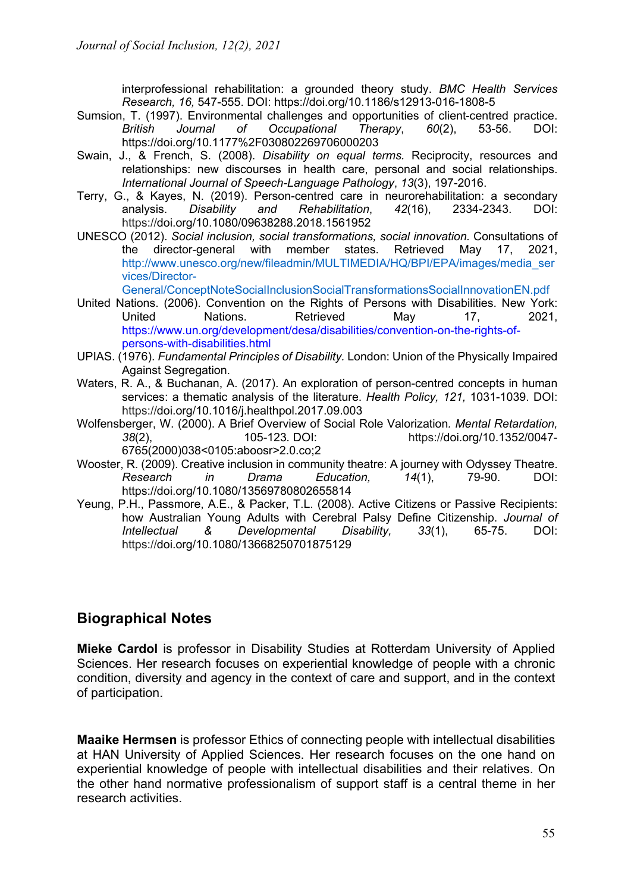interprofessional rehabilitation: a grounded theory study. *BMC Health Services Research, 16,* 547-555. DOI: https://doi.org/10.1186/s12913-016-1808-5

Sumsion, T. (1997). Environmental challenges and opportunities of client-centred practice. *British Journal of Occupational Therapy*, *60*(2), 53-56. DOI: https://doi.org/10.1177%2F030802269706000203

Swain, J., & French, S. (2008). *Disability on equal terms.* Reciprocity, resources and relationships: new discourses in health care, personal and social relationships. *International Journal of Speech-Language Pathology*, *13*(3), 197-2016.

Terry, G., & Kayes, N. (2019). Person-centred care in neurorehabilitation: a secondary analysis. *Disability and Rehabilitation*, *42*(16), 2334-2343. DOI: https://doi.org/10.1080/09638288.2018.1561952

UNESCO (2012). *Social inclusion, social transformations, social innovation.* Consultations of the director-general with member states. Retrieved May 17, 2021, http://www.unesco.org/new/fileadmin/MULTIMEDIA/HQ/BPI/EPA/images/media_services/Director-General/ConceptNoteSocialInclusionSocialTransformationsSocialInnovationEN.pdf

United Nations. (2006). Convention on the Rights of Persons with Disabilities. New York: United Nations. Retrieved May 17, 2021, https://www.un.org/development/desa/disabilities/convention-on-the-rights-of-persons-with-disabilities.html

UPIAS. (1976). *Fundamental Principles of Disability.* London: Union of the Physically Impaired Against Segregation.

Waters, R. A., & Buchanan, A. (2017). An exploration of person-centred concepts in human services: a thematic analysis of the literature. *Health Policy, 121,* 1031-1039. DOI: https://doi.org/10.1016/j.healthpol.2017.09.003

Wolfensberger, W. (2000). A Brief Overview of Social Role Valorization. *Mental Retardation, 38*(2), 105-123. DOI: https://doi.org/10.1352/0047-6765(2000)038<0105:aboosr>2.0.co;2

Wooster, R. (2009). Creative inclusion in community theatre: A journey with Odyssey Theatre. *Research in Drama Education, 14*(1), 79-90. DOI: https://doi.org/10.1080/13569780802655814

Yeung, P.H., Passmore, A.E., & Packer, T.L. (2008). Active Citizens or Passive Recipients: how Australian Young Adults with Cerebral Palsy Define Citizenship. *Journal of Intellectual & Developmental Disability, 33*(1), 65-75. DOI: https://doi.org/10.1080/13668250701875129

## Biographical Notes

**Mieke Cardol** is professor in Disability Studies at Rotterdam University of Applied Sciences. Her research focuses on experiential knowledge of people with a chronic condition, diversity and agency in the context of care and support, and in the context of participation.

**Maaike Hermsen** is professor Ethics of connecting people with intellectual disabilities at HAN University of Applied Sciences. Her research focuses on the one hand on experiential knowledge of people with intellectual disabilities and their relatives. On the other hand normative professionalism of support staff is a central theme in her research activities.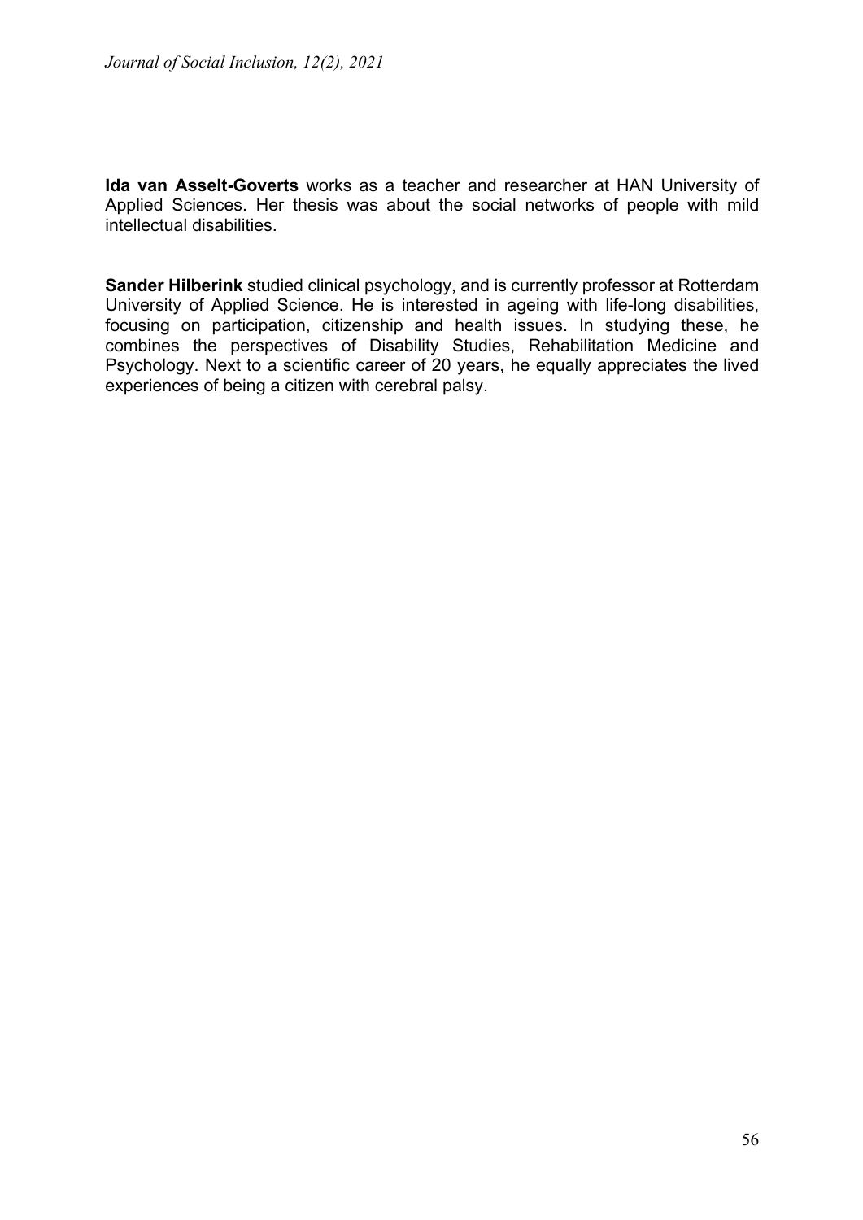**Ida van Asselt-Goverts** works as a teacher and researcher at HAN University of Applied Sciences. Her thesis was about the social networks of people with mild intellectual disabilities.

**Sander Hilberink** studied clinical psychology, and is currently professor at Rotterdam University of Applied Science. He is interested in ageing with life-long disabilities, focusing on participation, citizenship and health issues. In studying these, he combines the perspectives of Disability Studies, Rehabilitation Medicine and Psychology. Next to a scientific career of 20 years, he equally appreciates the lived experiences of being a citizen with cerebral palsy.